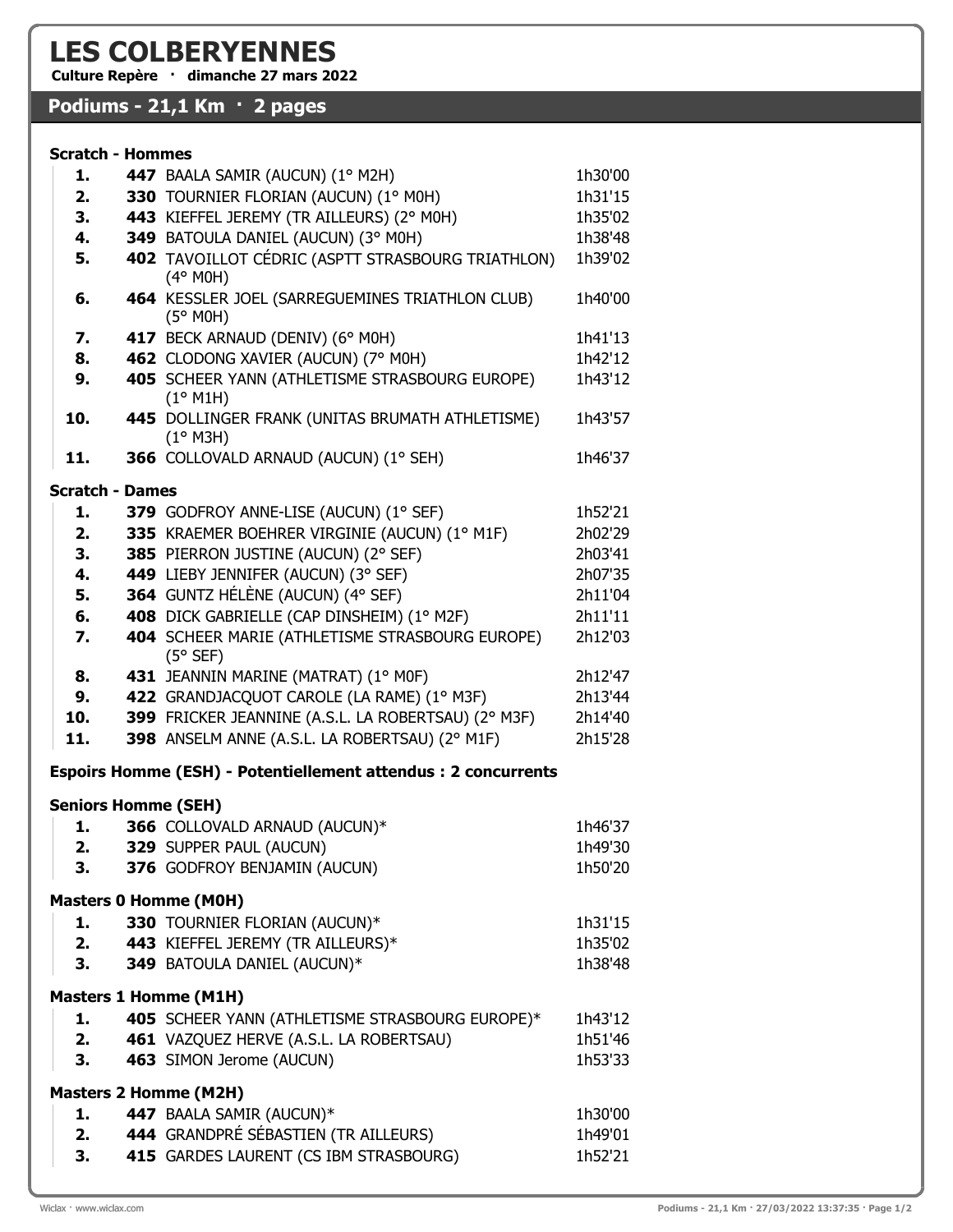# LES COLBERYENNES

**Culture Repère · dimanche 27 mars 2022**

## Podiums - 21,1 Km · 2 pages

### Scratch - Hommes

| | | | |
|---|---|---|---|
| 1. | **447** | BAALA SAMIR (AUCUN) (1° M2H) | 1h30'00 |
| 2. | **330** | TOURNIER FLORIAN (AUCUN) (1° M0H) | 1h31'15 |
| 3. | **443** | KIEFFEL JEREMY (TR AILLEURS) (2° M0H) | 1h35'02 |
| 4. | **349** | BATOULA DANIEL (AUCUN) (3° M0H) | 1h38'48 |
| 5. | **402** | TAVOILLOT CÉDRIC (ASPTT STRASBOURG TRIATHLON) (4° M0H) | 1h39'02 |
| 6. | **464** | KESSLER JOEL (SARREGUEMINES TRIATHLON CLUB) (5° M0H) | 1h40'00 |
| 7. | **417** | BECK ARNAUD (DENIV) (6° M0H) | 1h41'13 |
| 8. | **462** | CLODONG XAVIER (AUCUN) (7° M0H) | 1h42'12 |
| 9. | **405** | SCHEER YANN (ATHLETISME STRASBOURG EUROPE) (1° M1H) | 1h43'12 |
| 10. | **445** | DOLLINGER FRANK (UNITAS BRUMATH ATHLETISME) (1° M3H) | 1h43'57 |
| 11. | **366** | COLLOVALD ARNAUD (AUCUN) (1° SEH) | 1h46'37 |

### Scratch - Dames

| | | | |
|---|---|---|---|
| 1. | **379** | GODFROY ANNE-LISE (AUCUN) (1° SEF) | 1h52'21 |
| 2. | **335** | KRAEMER BOEHRER VIRGINIE (AUCUN) (1° M1F) | 2h02'29 |
| 3. | **385** | PIERRON JUSTINE (AUCUN) (2° SEF) | 2h03'41 |
| 4. | **449** | LIEBY JENNIFER (AUCUN) (3° SEF) | 2h07'35 |
| 5. | **364** | GUNTZ HÉLÈNE (AUCUN) (4° SEF) | 2h11'04 |
| 6. | **408** | DICK GABRIELLE (CAP DINSHEIM) (1° M2F) | 2h11'11 |
| 7. | **404** | SCHEER MARIE (ATHLETISME STRASBOURG EUROPE) (5° SEF) | 2h12'03 |
| 8. | **431** | JEANNIN MARINE (MATRAT) (1° M0F) | 2h12'47 |
| 9. | **422** | GRANDJACQUOT CAROLE (LA RAME) (1° M3F) | 2h13'44 |
| 10. | **399** | FRICKER JEANNINE (A.S.L. LA ROBERTSAU) (2° M3F) | 2h14'40 |
| 11. | **398** | ANSELM ANNE (A.S.L. LA ROBERTSAU) (2° M1F) | 2h15'28 |

### Espoirs Homme (ESH) - Potentiellement attendus : 2 concurrents

### Seniors Homme (SEH)

| | | | |
|---|---|---|---|
| 1. | **366** | COLLOVALD ARNAUD (AUCUN)* | 1h46'37 |
| 2. | **329** | SUPPER PAUL (AUCUN) | 1h49'30 |
| 3. | **376** | GODFROY BENJAMIN (AUCUN) | 1h50'20 |

### Masters 0 Homme (M0H)

| | | | |
|---|---|---|---|
| 1. | **330** | TOURNIER FLORIAN (AUCUN)* | 1h31'15 |
| 2. | **443** | KIEFFEL JEREMY (TR AILLEURS)* | 1h35'02 |
| 3. | **349** | BATOULA DANIEL (AUCUN)* | 1h38'48 |

### Masters 1 Homme (M1H)

| | | | |
|---|---|---|---|
| 1. | **405** | SCHEER YANN (ATHLETISME STRASBOURG EUROPE)* | 1h43'12 |
| 2. | **461** | VAZQUEZ HERVE (A.S.L. LA ROBERTSAU) | 1h51'46 |
| 3. | **463** | SIMON Jerome (AUCUN) | 1h53'33 |

### Masters 2 Homme (M2H)

| | | | |
|---|---|---|---|
| 1. | **447** | BAALA SAMIR (AUCUN)* | 1h30'00 |
| 2. | **444** | GRANDPRÉ SÉBASTIEN (TR AILLEURS) | 1h49'01 |
| 3. | **415** | GARDES LAURENT (CS IBM STRASBOURG) | 1h52'21 |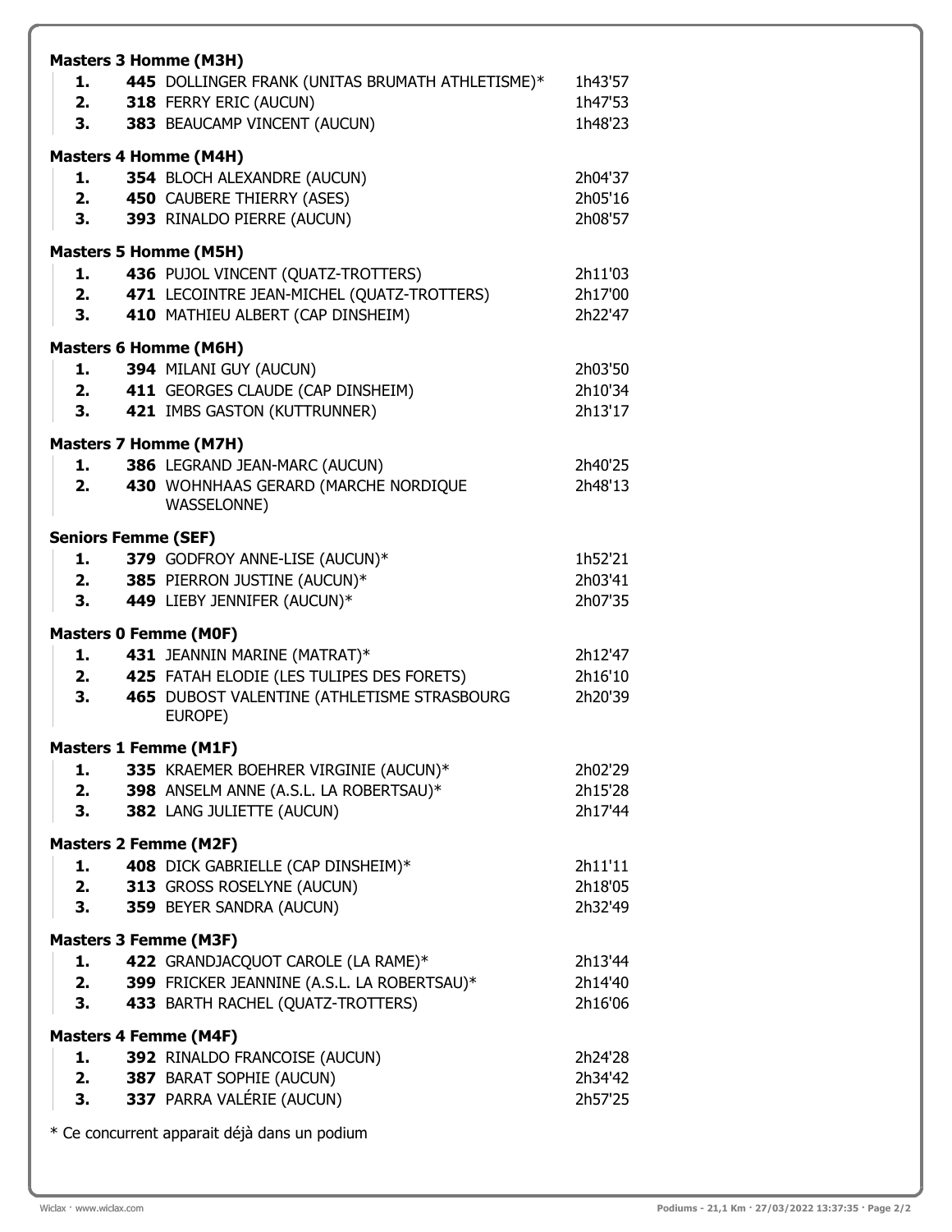### Masters 3 Homme (M3H)

| | | | |
|---|---|---|---|
| 1. | 445 | DOLLINGER FRANK (UNITAS BRUMATH ATHLETISME)* | 1h43'57 |
| 2. | 318 | FERRY ERIC (AUCUN) | 1h47'53 |
| 3. | 383 | BEAUCAMP VINCENT (AUCUN) | 1h48'23 |

### Masters 4 Homme (M4H)

| | | | |
|---|---|---|---|
| 1. | 354 | BLOCH ALEXANDRE (AUCUN) | 2h04'37 |
| 2. | 450 | CAUBERE THIERRY (ASES) | 2h05'16 |
| 3. | 393 | RINALDO PIERRE (AUCUN) | 2h08'57 |

### Masters 5 Homme (M5H)

| | | | |
|---|---|---|---|
| 1. | 436 | PUJOL VINCENT (QUATZ-TROTTERS) | 2h11'03 |
| 2. | 471 | LECOINTRE JEAN-MICHEL (QUATZ-TROTTERS) | 2h17'00 |
| 3. | 410 | MATHIEU ALBERT (CAP DINSHEIM) | 2h22'47 |

### Masters 6 Homme (M6H)

| | | | |
|---|---|---|---|
| 1. | 394 | MILANI GUY (AUCUN) | 2h03'50 |
| 2. | 411 | GEORGES CLAUDE (CAP DINSHEIM) | 2h10'34 |
| 3. | 421 | IMBS GASTON (KUTTRUNNER) | 2h13'17 |

### Masters 7 Homme (M7H)

| | | | |
|---|---|---|---|
| 1. | 386 | LEGRAND JEAN-MARC (AUCUN) | 2h40'25 |
| 2. | 430 | WOHNHAAS GERARD (MARCHE NORDIQUE WASSELONNE) | 2h48'13 |

### Seniors Femme (SEF)

| | | | |
|---|---|---|---|
| 1. | 379 | GODFROY ANNE-LISE (AUCUN)* | 1h52'21 |
| 2. | 385 | PIERRON JUSTINE (AUCUN)* | 2h03'41 |
| 3. | 449 | LIEBY JENNIFER (AUCUN)* | 2h07'35 |

### Masters 0 Femme (M0F)

| | | | |
|---|---|---|---|
| 1. | 431 | JEANNIN MARINE (MATRAT)* | 2h12'47 |
| 2. | 425 | FATAH ELODIE (LES TULIPES DES FORETS) | 2h16'10 |
| 3. | 465 | DUBOST VALENTINE (ATHLETISME STRASBOURG EUROPE) | 2h20'39 |

### Masters 1 Femme (M1F)

| | | | |
|---|---|---|---|
| 1. | 335 | KRAEMER BOEHRER VIRGINIE (AUCUN)* | 2h02'29 |
| 2. | 398 | ANSELM ANNE (A.S.L. LA ROBERTSAU)* | 2h15'28 |
| 3. | 382 | LANG JULIETTE (AUCUN) | 2h17'44 |

### Masters 2 Femme (M2F)

| | | | |
|---|---|---|---|
| 1. | 408 | DICK GABRIELLE (CAP DINSHEIM)* | 2h11'11 |
| 2. | 313 | GROSS ROSELYNE (AUCUN) | 2h18'05 |
| 3. | 359 | BEYER SANDRA (AUCUN) | 2h32'49 |

### Masters 3 Femme (M3F)

| | | | |
|---|---|---|---|
| 1. | 422 | GRANDJACQUOT CAROLE (LA RAME)* | 2h13'44 |
| 2. | 399 | FRICKER JEANNINE (A.S.L. LA ROBERTSAU)* | 2h14'40 |
| 3. | 433 | BARTH RACHEL (QUATZ-TROTTERS) | 2h16'06 |

### Masters 4 Femme (M4F)

| | | | |
|---|---|---|---|
| 1. | 392 | RINALDO FRANCOISE (AUCUN) | 2h24'28 |
| 2. | 387 | BARAT SOPHIE (AUCUN) | 2h34'42 |
| 3. | 337 | PARRA VALÉRIE (AUCUN) | 2h57'25 |

* Ce concurrent apparait déjà dans un podium